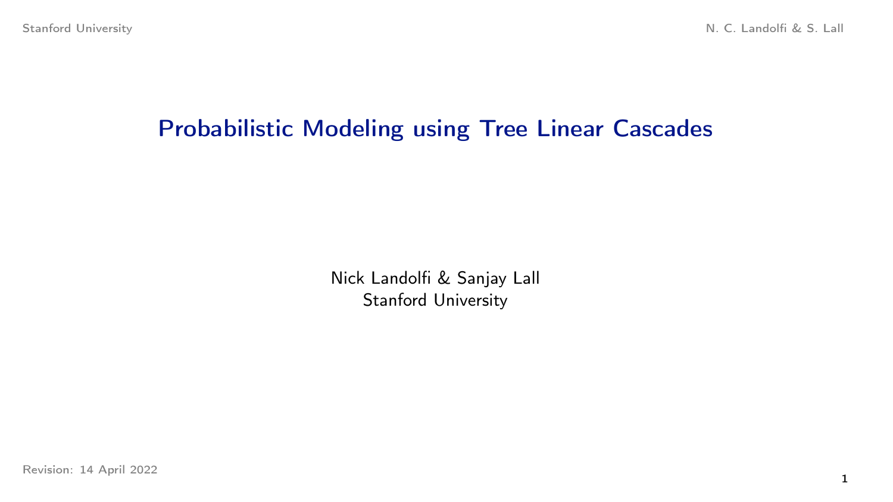# Probabilistic Modeling using Tree Linear Cascades

Nick Landolfi & Sanjay Lall
Stanford University

Revision: 14 April 2022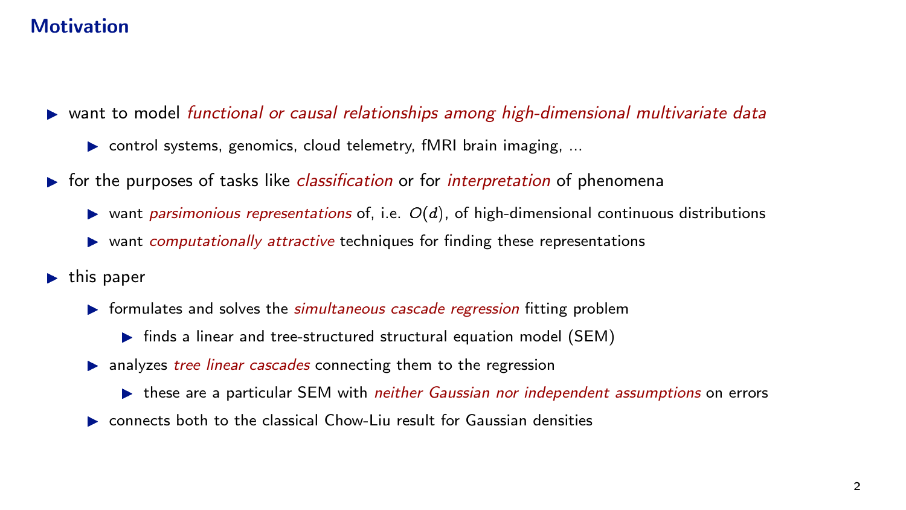## Motivation

- want to model *functional or causal relationships among high-dimensional multivariate data*
  - control systems, genomics, cloud telemetry, fMRI brain imaging, ...
- for the purposes of tasks like *classification* or for *interpretation* of phenomena
  - want *parsimonious representations* of, i.e. $O(d)$, of high-dimensional continuous distributions
  - want *computationally attractive* techniques for finding these representations
- this paper
  - formulates and solves the *simultaneous cascade regression* fitting problem
    - finds a linear and tree-structured structural equation model (SEM)
  - analyzes *tree linear cascades* connecting them to the regression
    - these are a particular SEM with *neither Gaussian nor independent assumptions* on errors
  - connects both to the classical Chow-Liu result for Gaussian densities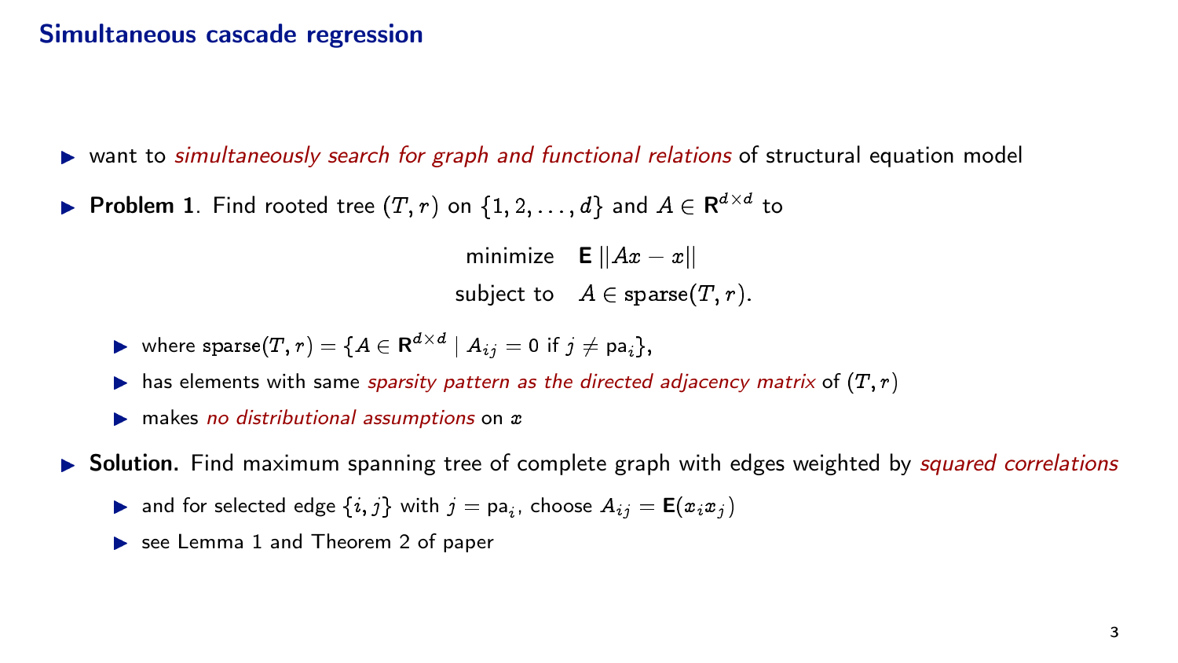## Simultaneous cascade regression

- want to *simultaneously search for graph and functional relations* of structural equation model
- **Problem 1**. Find rooted tree $(T, r)$ on $\{1, 2, \ldots, d\}$ and $A \in \mathbf{R}^{d \times d}$ to

$$
\begin{array}{ll}
\text{minimize} & \mathbf{E}\,||Ax - x|| \\
\text{subject to} & A \in \mathrm{sparse}(T, r).
\end{array}
$$

  - where $\mathrm{sparse}(T, r) = \{A \in \mathbf{R}^{d \times d} \mid A_{ij} = 0 \text{ if } j \neq \mathrm{pa}_i\}$,
  - has elements with same *sparsity pattern as the directed adjacency matrix* of $(T, r)$
  - makes *no distributional assumptions* on $x$
- **Solution.** Find maximum spanning tree of complete graph with edges weighted by *squared correlations*
  - and for selected edge $\{i, j\}$ with $j = \mathrm{pa}_i$, choose $A_{ij} = \mathbf{E}(x_i x_j)$
  - see Lemma 1 and Theorem 2 of paper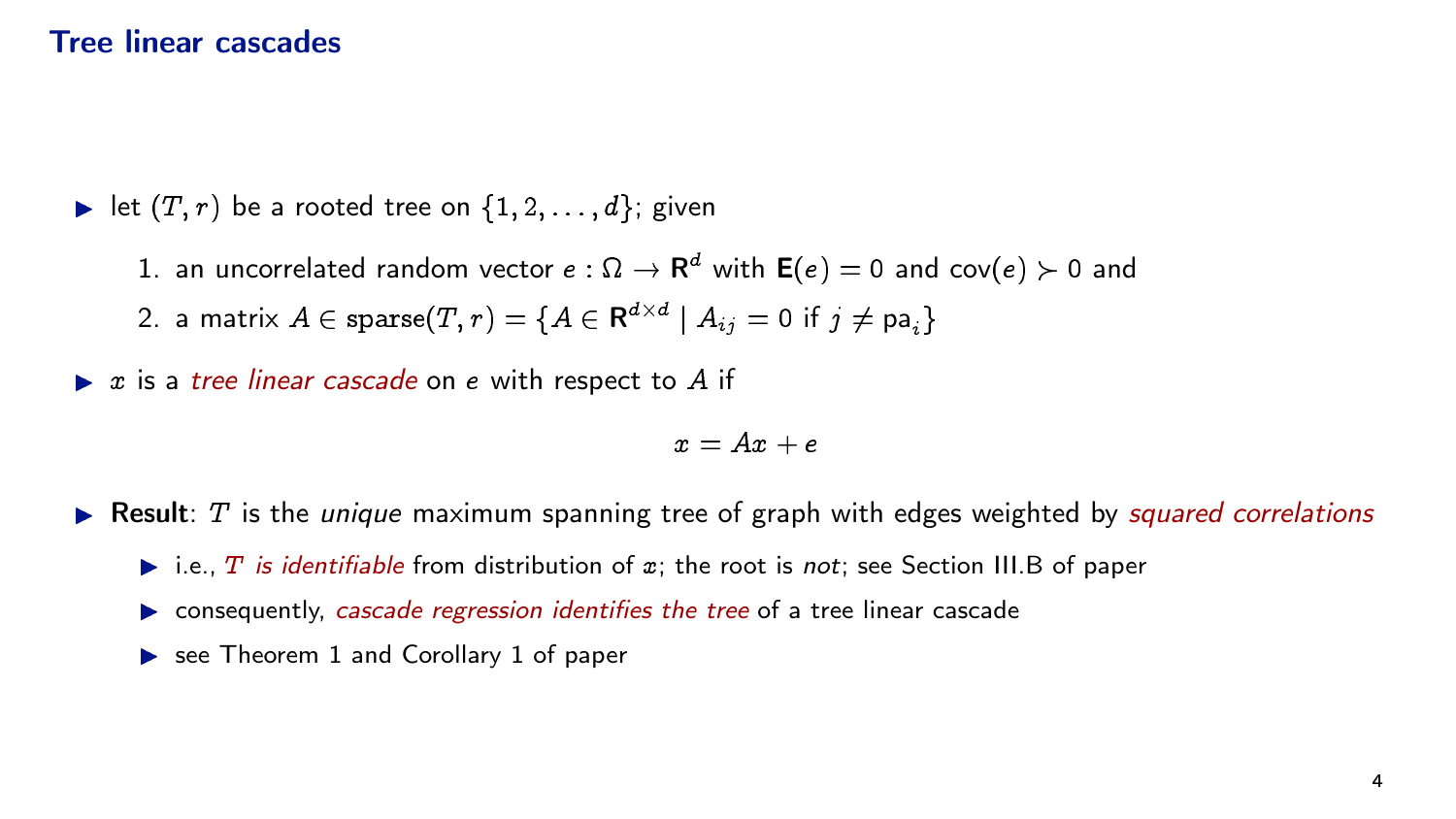# Tree linear cascades

- let $(T, r)$ be a rooted tree on $\{1, 2, \dots, d\}$; given
  1. an uncorrelated random vector $e : \Omega \to \mathbf{R}^d$ with $\mathbf{E}(e) = 0$ and $\mathbf{cov}(e) \succ 0$ and
  2. a matrix $A \in \mathrm{sparse}(T, r) = \{A \in \mathbf{R}^{d \times d} \mid A_{ij} = 0 \text{ if } j \neq \mathrm{pa}_i\}$
- $x$ is a *tree linear cascade* on $e$ with respect to $A$ if

$$x = Ax + e$$

- **Result**: $T$ is the *unique* maximum spanning tree of graph with edges weighted by *squared correlations*
  - i.e., *$T$ is identifiable* from distribution of $x$; the root is *not*; see Section III.B of paper
  - consequently, *cascade regression identifies the tree* of a tree linear cascade
  - see Theorem 1 and Corollary 1 of paper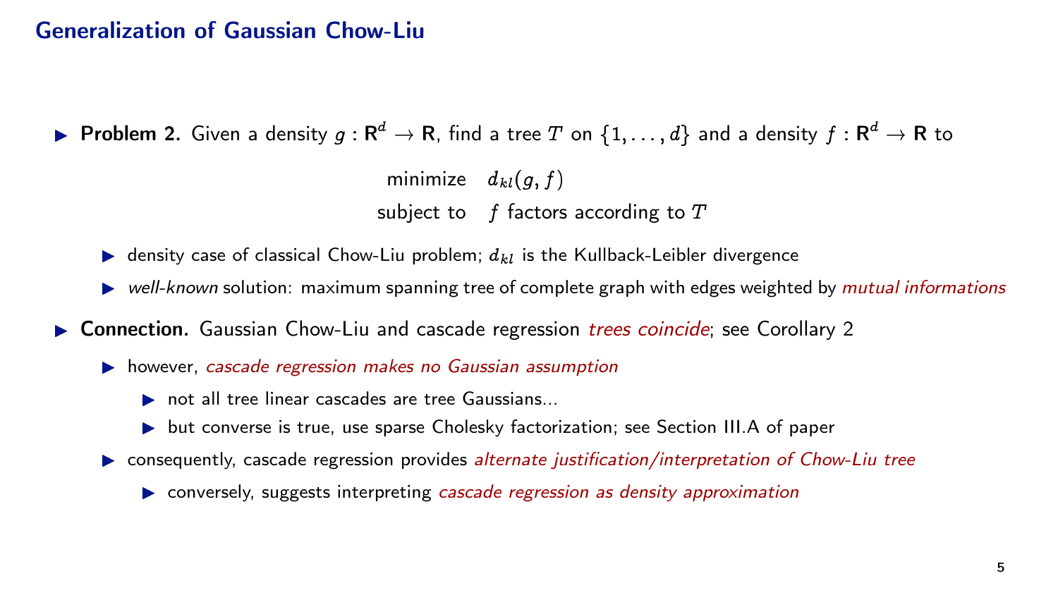## Generalization of Gaussian Chow-Liu

- **Problem 2.** Given a density $g : \mathbf{R}^d \to \mathbf{R}$, find a tree $T$ on $\{1, \ldots, d\}$ and a density $f : \mathbf{R}^d \to \mathbf{R}$ to

$$
\begin{array}{ll}
\text{minimize} & d_{kl}(g, f) \\
\text{subject to} & f \text{ factors according to } T
\end{array}
$$

  - density case of classical Chow-Liu problem; $d_{kl}$ is the Kullback-Leibler divergence
  - *well-known* solution: maximum spanning tree of complete graph with edges weighted by *mutual informations*

- **Connection.** Gaussian Chow-Liu and cascade regression *trees coincide*; see Corollary 2
  - however, *cascade regression makes no Gaussian assumption*
    - not all tree linear cascades are tree Gaussians...
    - but converse is true, use sparse Cholesky factorization; see Section III.A of paper
  - consequently, cascade regression provides *alternate justification/interpretation of Chow-Liu tree*
    - conversely, suggests interpreting *cascade regression as density approximation*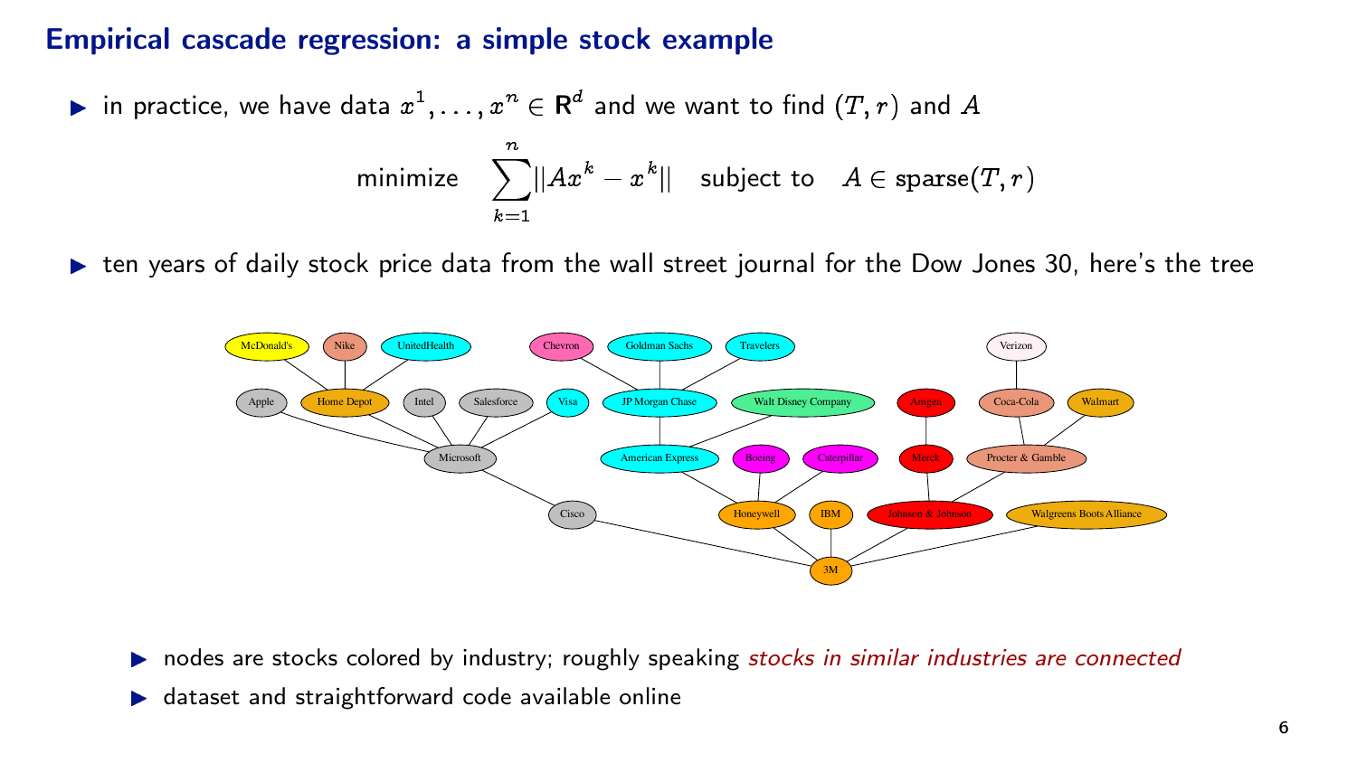## Empirical cascade regression: a simple stock example

- in practice, we have data $x^1, \ldots, x^n \in \mathbf{R}^d$ and we want to find $(T, r)$ and $A$

$$\text{minimize} \quad \sum_{k=1}^{n} \|Ax^k - x^k\| \quad \text{subject to} \quad A \in \mathbf{sparse}(T, r)$$

- ten years of daily stock price data from the wall street journal for the Dow Jones 30, here's the tree

  - nodes are stocks colored by industry; roughly speaking *stocks in similar industries are connected*
  - dataset and straightforward code available online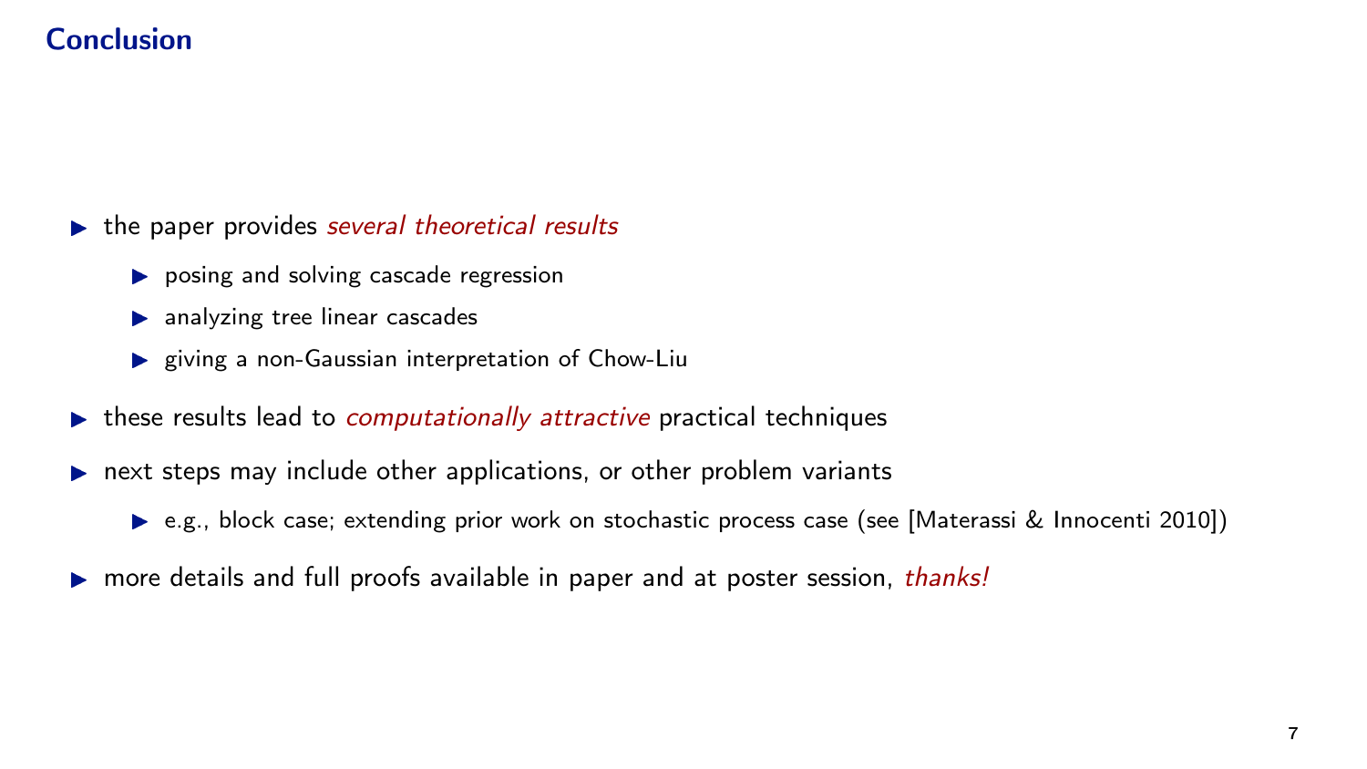## Conclusion

- the paper provides *several theoretical results*
  - posing and solving cascade regression
  - analyzing tree linear cascades
  - giving a non-Gaussian interpretation of Chow-Liu
- these results lead to *computationally attractive* practical techniques
- next steps may include other applications, or other problem variants
  - e.g., block case; extending prior work on stochastic process case (see [Materassi & Innocenti 2010])
- more details and full proofs available in paper and at poster session, *thanks!*